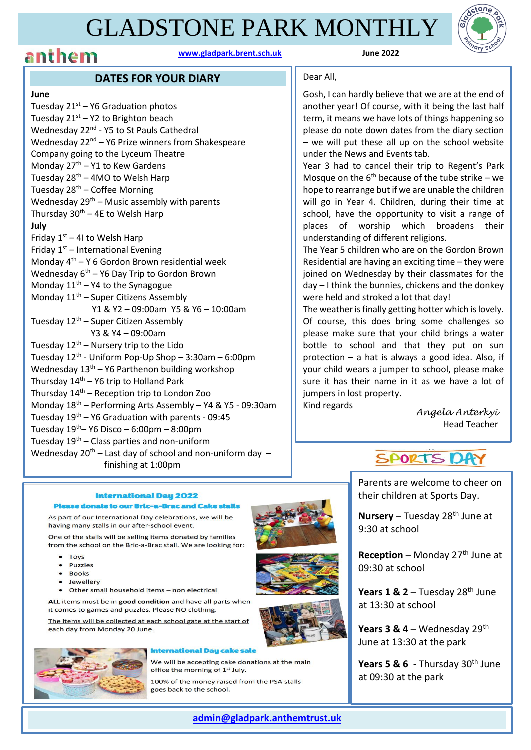# GLADSTONE PARK MONTHLY

anthem

www.gladpark.brent.sch.uk

June 2022

## DATES FOR YOUR DIARY

**June**

Tuesday 21st – Y6 Graduation photos
Tuesday 21st – Y2 to Brighton beach
Wednesday 22nd - Y5 to St Pauls Cathedral
Wednesday 22nd – Y6 Prize winners from Shakespeare Company going to the Lyceum Theatre
Monday 27th – Y1 to Kew Gardens
Tuesday 28th – 4MO to Welsh Harp
Tuesday 28th – Coffee Morning
Wednesday 29th – Music assembly with parents
Thursday 30th – 4E to Welsh Harp

**July**

Friday 1st – 4I to Welsh Harp
Friday 1st – International Evening
Monday 4th – Y 6 Gordon Brown residential week
Wednesday 6th – Y6 Day Trip to Gordon Brown
Monday 11th – Y4 to the Synagogue
Monday 11th – Super Citizens Assembly
Y1 & Y2 – 09:00am Y5 & Y6 – 10:00am
Tuesday 12th – Super Citizen Assembly
Y3 & Y4 – 09:00am
Tuesday 12th – Nursery trip to the Lido
Tuesday 12th - Uniform Pop-Up Shop – 3:30am – 6:00pm
Wednesday 13th – Y6 Parthenon building workshop
Thursday 14th – Y6 trip to Holland Park
Thursday 14th – Reception trip to London Zoo
Monday 18th – Performing Arts Assembly – Y4 & Y5 - 09:30am
Tuesday 19th – Y6 Graduation with parents - 09:45
Tuesday 19th– Y6 Disco – 6:00pm – 8:00pm
Tuesday 19th – Class parties and non-uniform
Wednesday 20th – Last day of school and non-uniform day – finishing at 1:00pm

Dear All,

Gosh, I can hardly believe that we are at the end of another year! Of course, with it being the last half term, it means we have lots of things happening so please do note down dates from the diary section – we will put these all up on the school website under the News and Events tab.

Year 3 had to cancel their trip to Regent's Park Mosque on the 6th because of the tube strike – we hope to rearrange but if we are unable the children will go in Year 4. Children, during their time at school, have the opportunity to visit a range of places of worship which broadens their understanding of different religions.

The Year 5 children who are on the Gordon Brown Residential are having an exciting time – they were joined on Wednesday by their classmates for the day – I think the bunnies, chickens and the donkey were held and stroked a lot that day!

The weather is finally getting hotter which is lovely. Of course, this does bring some challenges so please make sure that your child brings a water bottle to school and that they put on sun protection – a hat is always a good idea. Also, if your child wears a jumper to school, please make sure it has their name in it as we have a lot of jumpers in lost property.

Kind regards

*Angela Anterkyi*
Head Teacher

### International Day 2022

**Please donate to our Bric-a-Brac and Cake stalls**

As part of our International Day celebrations, we will be having many stalls in our after-school event.

One of the stalls will be selling items donated by families from the school on the Bric-a-Brac stall. We are looking for:

- Toys
- Puzzles
- Books
- Jewellery
- Other small household items – non electrical

**ALL** items must be in **good condition** and have all parts when it comes to games and puzzles. Please NO clothing.

The items will be collected at each school gate at the start of each day from Monday 20 June.

**International Day cake sale**

We will be accepting cake donations at the main office the morning of 1st July.

100% of the money raised from the PSA stalls goes back to the school.

## SPORTS DAY

Parents are welcome to cheer on their children at Sports Day.

**Nursery** – Tuesday 28th June at 9:30 at school

**Reception** – Monday 27th June at 09:30 at school

**Years 1 & 2** – Tuesday 28th June at 13:30 at school

**Years 3 & 4** – Wednesday 29th June at 13:30 at the park

**Years 5 & 6** - Thursday 30th June at 09:30 at the park

admin@gladpark.anthemtrust.uk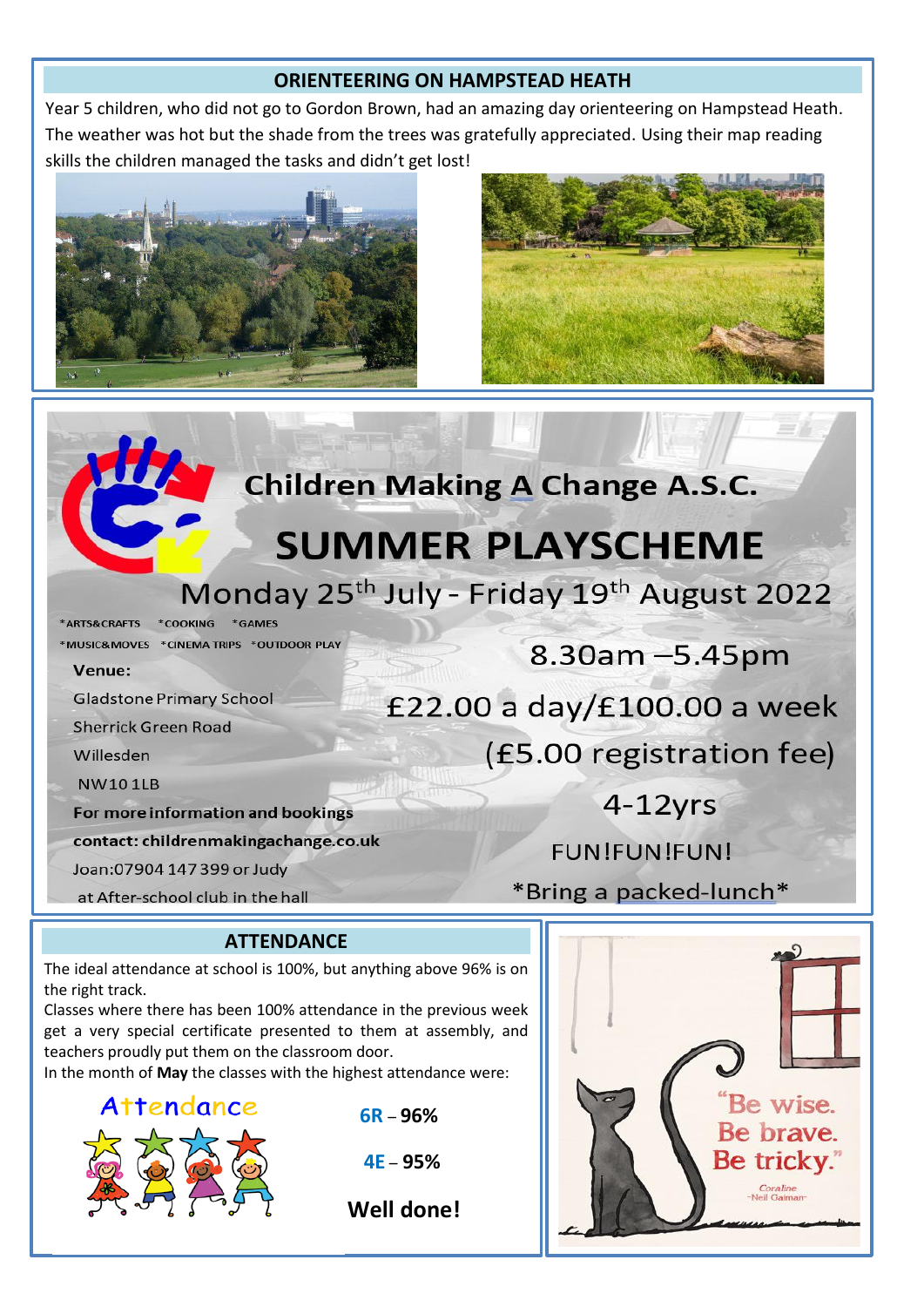## ORIENTEERING ON HAMPSTEAD HEATH

Year 5 children, who did not go to Gordon Brown, had an amazing day orienteering on Hampstead Heath. The weather was hot but the shade from the trees was gratefully appreciated. Using their map reading skills the children managed the tasks and didn't get lost!

## Children Making A Change A.S.C.

# SUMMER PLAYSCHEME

Monday 25th July - Friday 19th August 2022

*ARTS&CRAFTS *COOKING *GAMES
*MUSIC&MOVES *CINEMA TRIPS *OUTDOOR PLAY

8.30am –5.45pm

£22.00 a day/£100.00 a week

(£5.00 registration fee)

4-12yrs

FUN!FUN!FUN!

*Bring a packed-lunch*

**Venue:**

Gladstone Primary School
Sherrick Green Road
Willesden
NW10 1LB

**For more information and bookings contact: childrenmakingachange.co.uk**

Joan:07904 147 399 or Judy at After-school club in the hall

## ATTENDANCE

The ideal attendance at school is 100%, but anything above 96% is on the right track.

Classes where there has been 100% attendance in the previous week get a very special certificate presented to them at assembly, and teachers proudly put them on the classroom door.

In the month of **May** the classes with the highest attendance were:

**6R – 96%**

**4E – 95%**

**Well done!**

"Be wise. Be brave. Be tricky."
Coraline
~Neil Gaiman~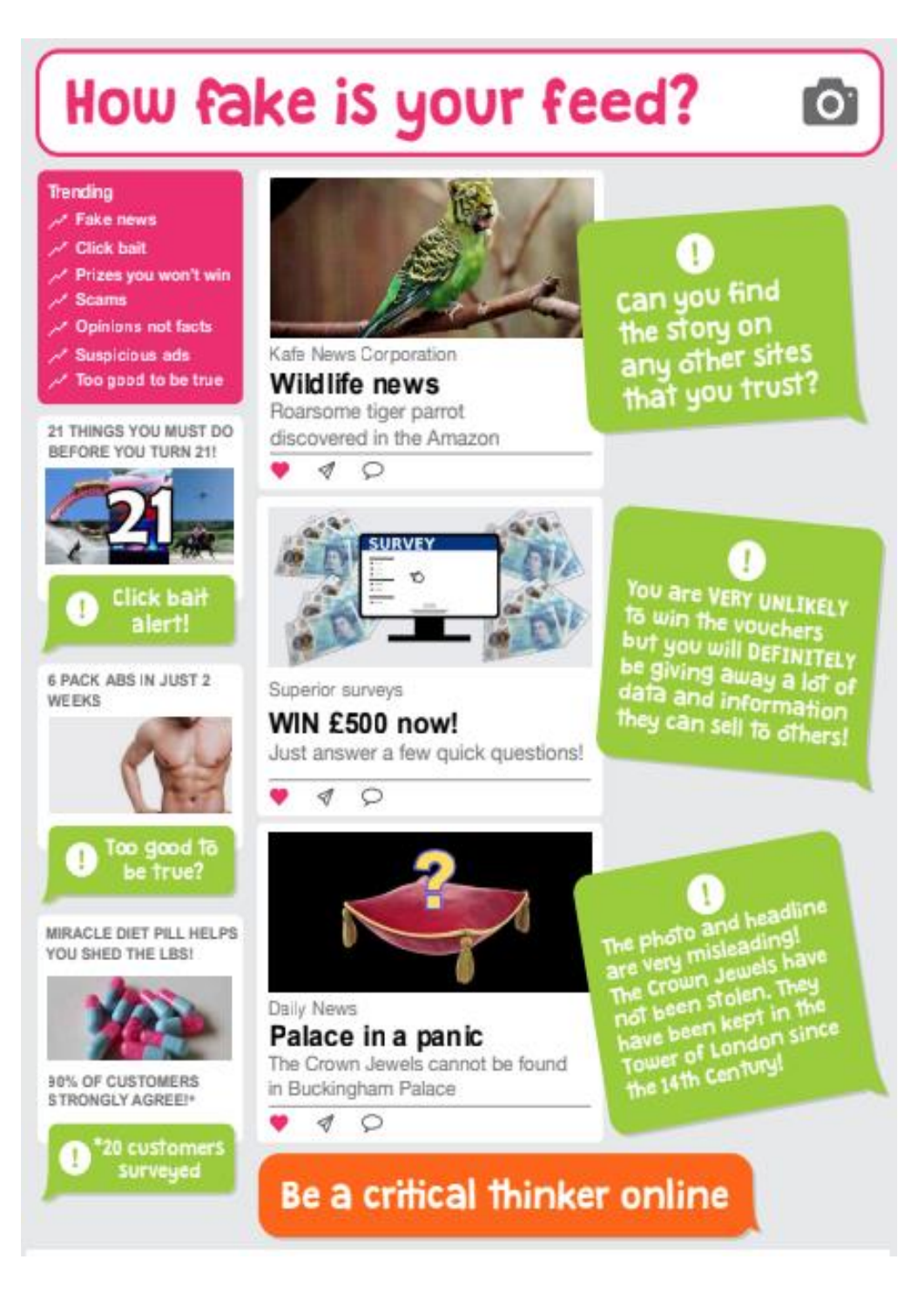# How fake is your feed?

Trending
- Fake news
- Click bait
- Prizes you won't win
- Scams
- Opinions not facts
- Suspicious ads
- Too good to be true

21 THINGS YOU MUST DO BEFORE YOU TURN 21!

! Click bait alert!

6 PACK ABS IN JUST 2 WEEKS

! Too good to be true?

MIRACLE DIET PILL HELPS YOU SHED THE LBS!

90% OF CUSTOMERS STRONGLY AGREE!*

! *20 customers surveyed

Kafe News Corporation

**Wildlife news**

Roarsome tiger parrot discovered in the Amazon

! Can you find the story on any other sites that you trust?

Superior surveys

**WIN £500 now!**

Just answer a few quick questions!

! You are VERY UNLIKELY to win the vouchers but you will DEFINITELY be giving away a lot of data and information they can sell to others!

Daily News

**Palace in a panic**

The Crown Jewels cannot be found in Buckingham Palace

! The photo and headline are very misleading! The Crown Jewels have not been stolen. They have been kept in the Tower of London since the 14th Century!

**Be a critical thinker online**